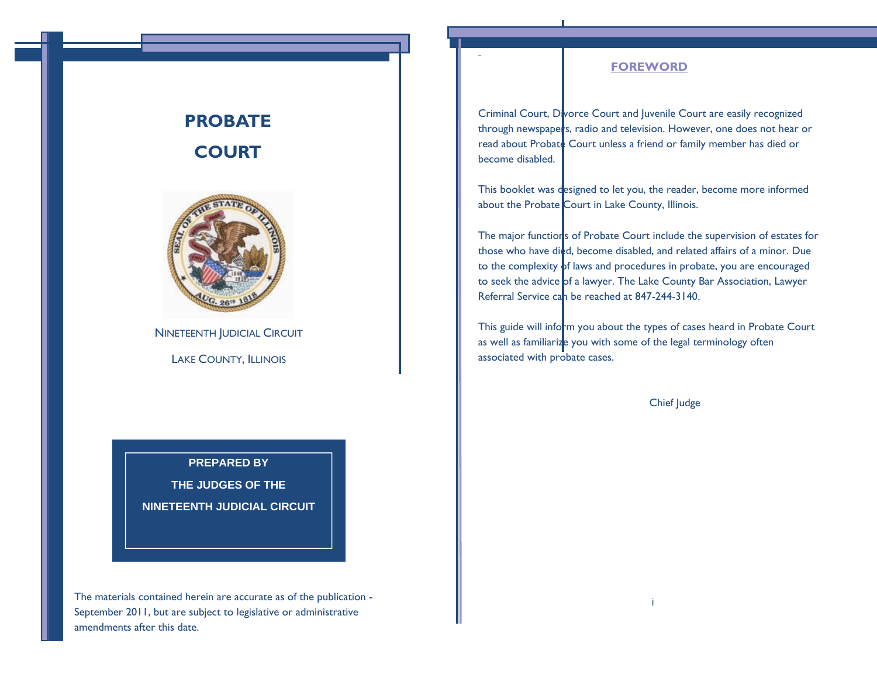# PROBATE COURT

NINETEENTH JUDICIAL CIRCUIT

LAKE COUNTY, ILLINOIS

**PREPARED BY**

**THE JUDGES OF THE**

**NINETEENTH JUDICIAL CIRCUIT**

The materials contained herein are accurate as of the publication - September 2011, but are subject to legislative or administrative amendments after this date.

## FOREWORD

Criminal Court, Divorce Court and Juvenile Court are easily recognized through newspapers, radio and television. However, one does not hear or read about Probate Court unless a friend or family member has died or become disabled.

This booklet was designed to let you, the reader, become more informed about the Probate Court in Lake County, Illinois.

The major functions of Probate Court include the supervision of estates for those who have died, become disabled, and related affairs of a minor. Due to the complexity of laws and procedures in probate, you are encouraged to seek the advice of a lawyer. The Lake County Bar Association, Lawyer Referral Service can be reached at 847-244-3140.

This guide will inform you about the types of cases heard in Probate Court as well as familiarize you with some of the legal terminology often associated with probate cases.

Chief Judge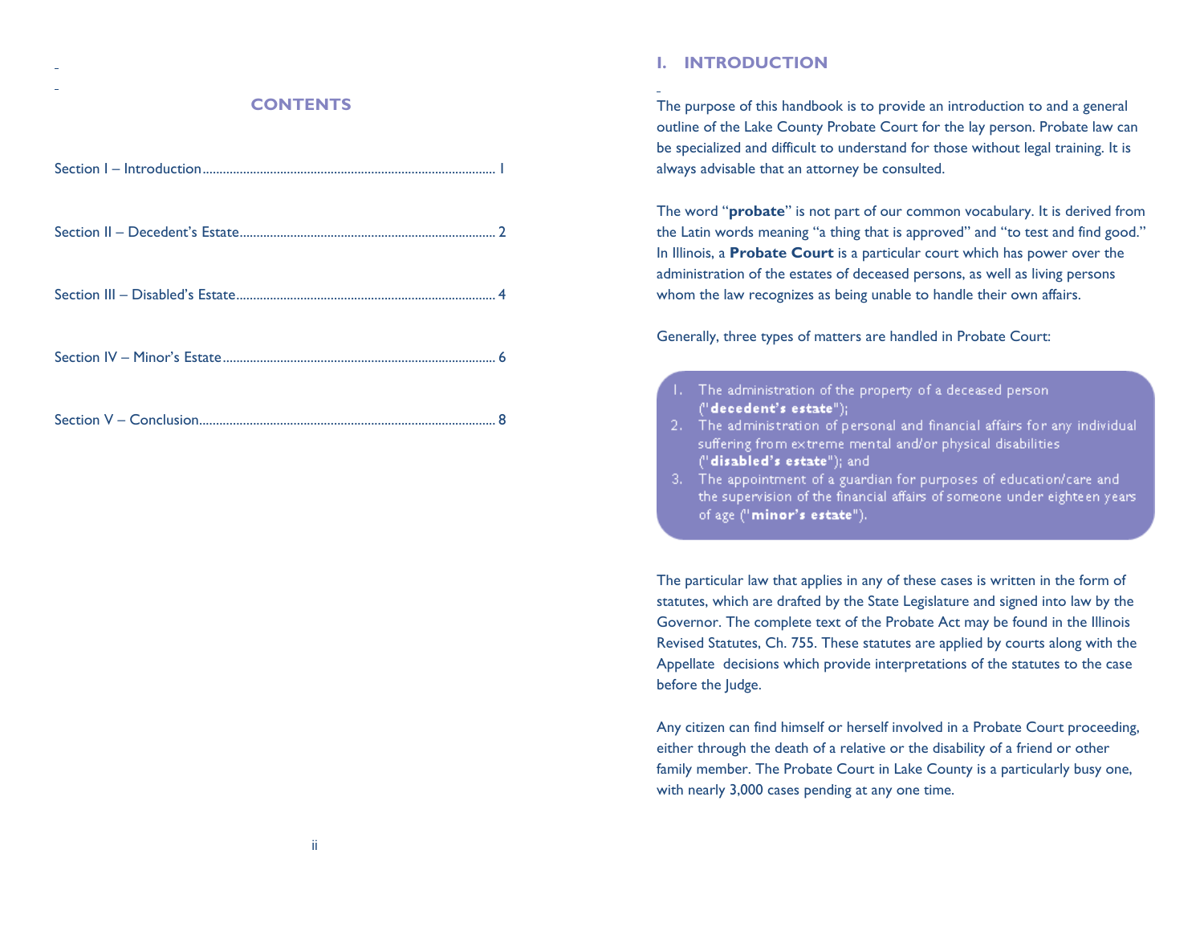## CONTENTS

Section I – Introduction....................................................................................... 1

Section II – Decedent's Estate............................................................................ 2

Section III – Disabled's Estate............................................................................ 4

Section IV – Minor's Estate................................................................................. 6

Section V – Conclusion........................................................................................ 8

# I. INTRODUCTION

The purpose of this handbook is to provide an introduction to and a general outline of the Lake County Probate Court for the lay person. Probate law can be specialized and difficult to understand for those without legal training. It is always advisable that an attorney be consulted.

The word "**probate**" is not part of our common vocabulary. It is derived from the Latin words meaning "a thing that is approved" and "to test and find good." In Illinois, a **Probate Court** is a particular court which has power over the administration of the estates of deceased persons, as well as living persons whom the law recognizes as being unable to handle their own affairs.

Generally, three types of matters are handled in Probate Court:

1. The administration of the property of a deceased person ("**decedent's estate**");
2. The administration of personal and financial affairs for any individual suffering from extreme mental and/or physical disabilities ("**disabled's estate**"); and
3. The appointment of a guardian for purposes of education/care and the supervision of the financial affairs of someone under eighteen years of age ("**minor's estate**").

The particular law that applies in any of these cases is written in the form of statutes, which are drafted by the State Legislature and signed into law by the Governor. The complete text of the Probate Act may be found in the Illinois Revised Statutes, Ch. 755. These statutes are applied by courts along with the Appellate decisions which provide interpretations of the statutes to the case before the Judge.

Any citizen can find himself or herself involved in a Probate Court proceeding, either through the death of a relative or the disability of a friend or other family member. The Probate Court in Lake County is a particularly busy one, with nearly 3,000 cases pending at any one time.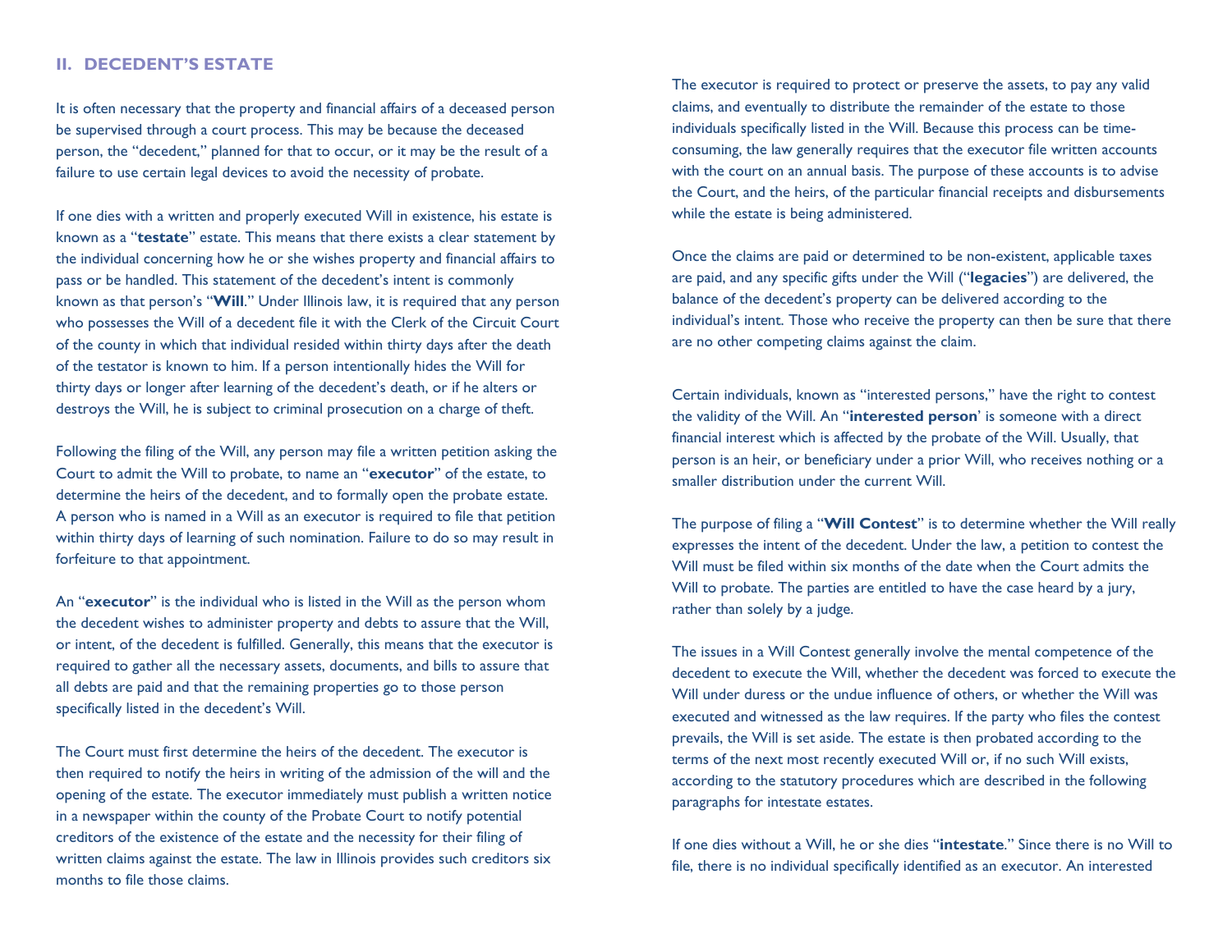## II. DECEDENT'S ESTATE

It is often necessary that the property and financial affairs of a deceased person be supervised through a court process. This may be because the deceased person, the "decedent," planned for that to occur, or it may be the result of a failure to use certain legal devices to avoid the necessity of probate.

If one dies with a written and properly executed Will in existence, his estate is known as a "**testate**" estate. This means that there exists a clear statement by the individual concerning how he or she wishes property and financial affairs to pass or be handled. This statement of the decedent's intent is commonly known as that person's "**Will**." Under Illinois law, it is required that any person who possesses the Will of a decedent file it with the Clerk of the Circuit Court of the county in which that individual resided within thirty days after the death of the testator is known to him. If a person intentionally hides the Will for thirty days or longer after learning of the decedent's death, or if he alters or destroys the Will, he is subject to criminal prosecution on a charge of theft.

Following the filing of the Will, any person may file a written petition asking the Court to admit the Will to probate, to name an "**executor**" of the estate, to determine the heirs of the decedent, and to formally open the probate estate. A person who is named in a Will as an executor is required to file that petition within thirty days of learning of such nomination. Failure to do so may result in forfeiture to that appointment.

An "**executor**" is the individual who is listed in the Will as the person whom the decedent wishes to administer property and debts to assure that the Will, or intent, of the decedent is fulfilled. Generally, this means that the executor is required to gather all the necessary assets, documents, and bills to assure that all debts are paid and that the remaining properties go to those person specifically listed in the decedent's Will.

The Court must first determine the heirs of the decedent. The executor is then required to notify the heirs in writing of the admission of the will and the opening of the estate. The executor immediately must publish a written notice in a newspaper within the county of the Probate Court to notify potential creditors of the existence of the estate and the necessity for their filing of written claims against the estate. The law in Illinois provides such creditors six months to file those claims.

The executor is required to protect or preserve the assets, to pay any valid claims, and eventually to distribute the remainder of the estate to those individuals specifically listed in the Will. Because this process can be time-consuming, the law generally requires that the executor file written accounts with the court on an annual basis. The purpose of these accounts is to advise the Court, and the heirs, of the particular financial receipts and disbursements while the estate is being administered.

Once the claims are paid or determined to be non-existent, applicable taxes are paid, and any specific gifts under the Will ("**legacies**") are delivered, the balance of the decedent's property can be delivered according to the individual's intent. Those who receive the property can then be sure that there are no other competing claims against the claim.

Certain individuals, known as "interested persons," have the right to contest the validity of the Will. An "**interested person**' is someone with a direct financial interest which is affected by the probate of the Will. Usually, that person is an heir, or beneficiary under a prior Will, who receives nothing or a smaller distribution under the current Will.

The purpose of filing a "**Will Contest**" is to determine whether the Will really expresses the intent of the decedent. Under the law, a petition to contest the Will must be filed within six months of the date when the Court admits the Will to probate. The parties are entitled to have the case heard by a jury, rather than solely by a judge.

The issues in a Will Contest generally involve the mental competence of the decedent to execute the Will, whether the decedent was forced to execute the Will under duress or the undue influence of others, or whether the Will was executed and witnessed as the law requires. If the party who files the contest prevails, the Will is set aside. The estate is then probated according to the terms of the next most recently executed Will or, if no such Will exists, according to the statutory procedures which are described in the following paragraphs for intestate estates.

If one dies without a Will, he or she dies "**intestate**." Since there is no Will to file, there is no individual specifically identified as an executor. An interested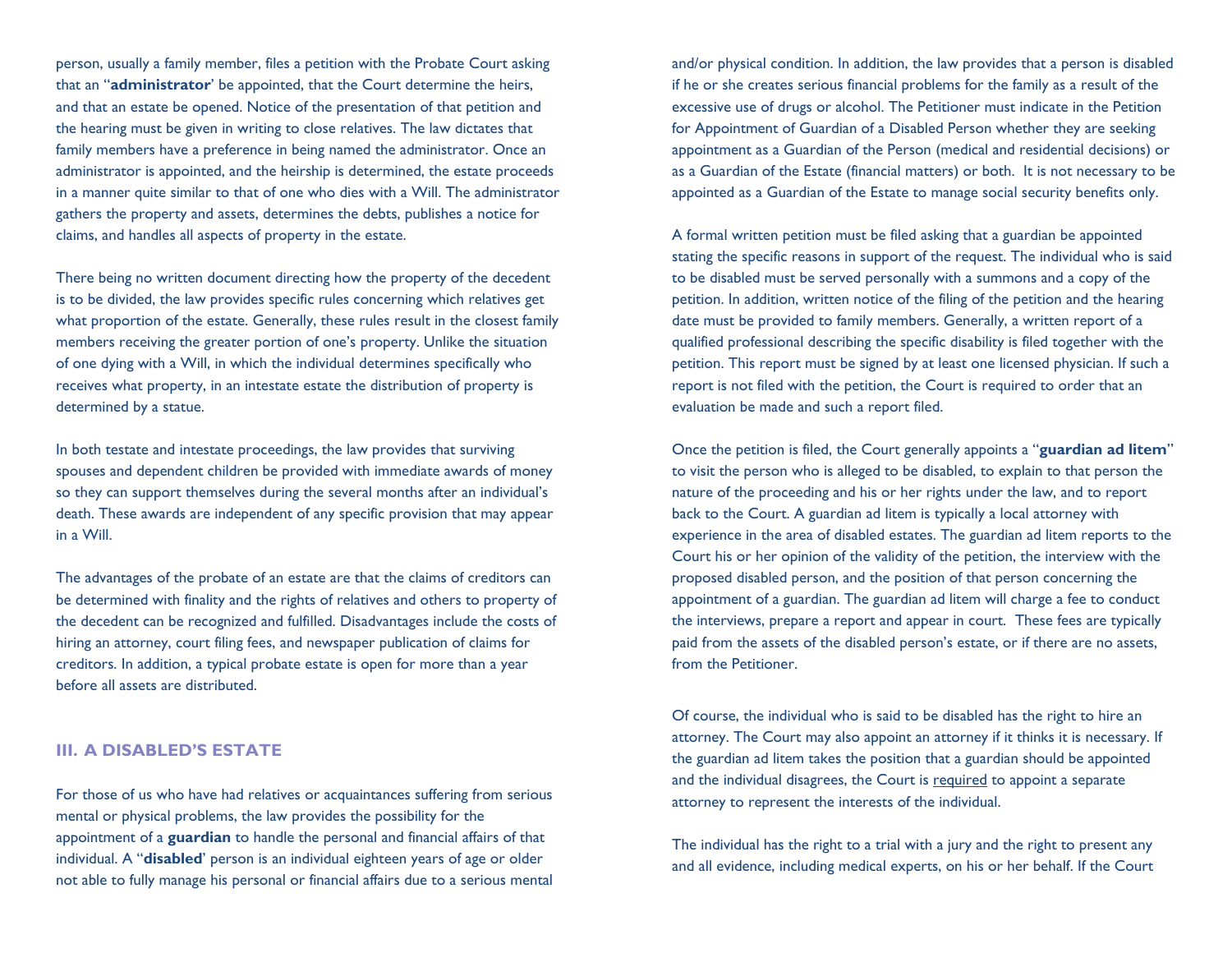person, usually a family member, files a petition with the Probate Court asking that an "**administrator**' be appointed, that the Court determine the heirs, and that an estate be opened. Notice of the presentation of that petition and the hearing must be given in writing to close relatives. The law dictates that family members have a preference in being named the administrator. Once an administrator is appointed, and the heirship is determined, the estate proceeds in a manner quite similar to that of one who dies with a Will. The administrator gathers the property and assets, determines the debts, publishes a notice for claims, and handles all aspects of property in the estate.

There being no written document directing how the property of the decedent is to be divided, the law provides specific rules concerning which relatives get what proportion of the estate. Generally, these rules result in the closest family members receiving the greater portion of one's property. Unlike the situation of one dying with a Will, in which the individual determines specifically who receives what property, in an intestate estate the distribution of property is determined by a statue.

In both testate and intestate proceedings, the law provides that surviving spouses and dependent children be provided with immediate awards of money so they can support themselves during the several months after an individual's death. These awards are independent of any specific provision that may appear in a Will.

The advantages of the probate of an estate are that the claims of creditors can be determined with finality and the rights of relatives and others to property of the decedent can be recognized and fulfilled. Disadvantages include the costs of hiring an attorney, court filing fees, and newspaper publication of claims for creditors. In addition, a typical probate estate is open for more than a year before all assets are distributed.

## III. A DISABLED'S ESTATE

For those of us who have had relatives or acquaintances suffering from serious mental or physical problems, the law provides the possibility for the appointment of a **guardian** to handle the personal and financial affairs of that individual. A "**disabled**' person is an individual eighteen years of age or older not able to fully manage his personal or financial affairs due to a serious mental and/or physical condition. In addition, the law provides that a person is disabled if he or she creates serious financial problems for the family as a result of the excessive use of drugs or alcohol. The Petitioner must indicate in the Petition for Appointment of Guardian of a Disabled Person whether they are seeking appointment as a Guardian of the Person (medical and residential decisions) or as a Guardian of the Estate (financial matters) or both. It is not necessary to be appointed as a Guardian of the Estate to manage social security benefits only.

A formal written petition must be filed asking that a guardian be appointed stating the specific reasons in support of the request. The individual who is said to be disabled must be served personally with a summons and a copy of the petition. In addition, written notice of the filing of the petition and the hearing date must be provided to family members. Generally, a written report of a qualified professional describing the specific disability is filed together with the petition. This report must be signed by at least one licensed physician. If such a report is not filed with the petition, the Court is required to order that an evaluation be made and such a report filed.

Once the petition is filed, the Court generally appoints a "**guardian ad litem**" to visit the person who is alleged to be disabled, to explain to that person the nature of the proceeding and his or her rights under the law, and to report back to the Court. A guardian ad litem is typically a local attorney with experience in the area of disabled estates. The guardian ad litem reports to the Court his or her opinion of the validity of the petition, the interview with the proposed disabled person, and the position of that person concerning the appointment of a guardian. The guardian ad litem will charge a fee to conduct the interviews, prepare a report and appear in court. These fees are typically paid from the assets of the disabled person's estate, or if there are no assets, from the Petitioner.

Of course, the individual who is said to be disabled has the right to hire an attorney. The Court may also appoint an attorney if it thinks it is necessary. If the guardian ad litem takes the position that a guardian should be appointed and the individual disagrees, the Court is <u>required</u> to appoint a separate attorney to represent the interests of the individual.

The individual has the right to a trial with a jury and the right to present any and all evidence, including medical experts, on his or her behalf. If the Court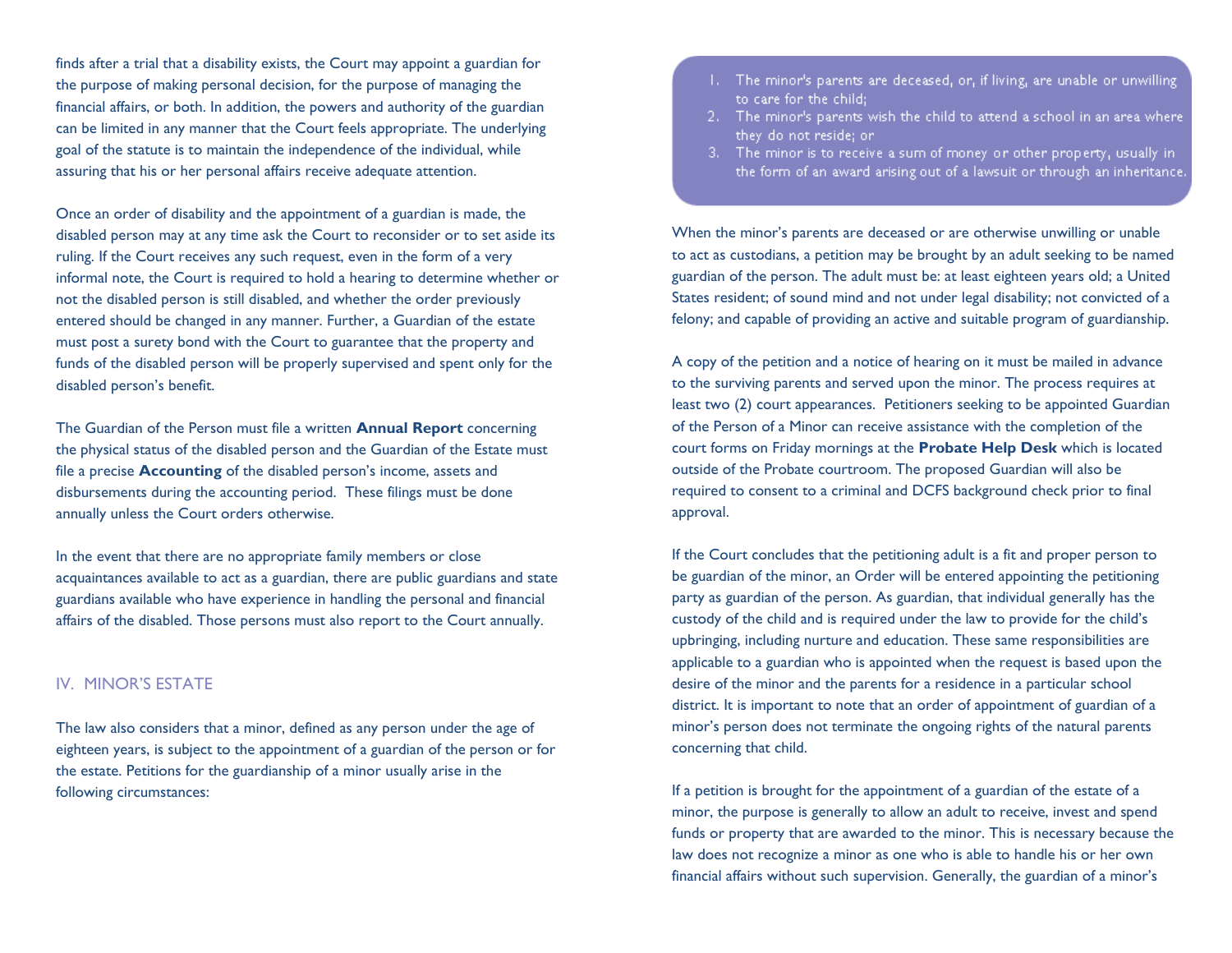finds after a trial that a disability exists, the Court may appoint a guardian for the purpose of making personal decision, for the purpose of managing the financial affairs, or both. In addition, the powers and authority of the guardian can be limited in any manner that the Court feels appropriate. The underlying goal of the statute is to maintain the independence of the individual, while assuring that his or her personal affairs receive adequate attention.

Once an order of disability and the appointment of a guardian is made, the disabled person may at any time ask the Court to reconsider or to set aside its ruling. If the Court receives any such request, even in the form of a very informal note, the Court is required to hold a hearing to determine whether or not the disabled person is still disabled, and whether the order previously entered should be changed in any manner. Further, a Guardian of the estate must post a surety bond with the Court to guarantee that the property and funds of the disabled person will be properly supervised and spent only for the disabled person's benefit.

The Guardian of the Person must file a written **Annual Report** concerning the physical status of the disabled person and the Guardian of the Estate must file a precise **Accounting** of the disabled person's income, assets and disbursements during the accounting period. These filings must be done annually unless the Court orders otherwise.

In the event that there are no appropriate family members or close acquaintances available to act as a guardian, there are public guardians and state guardians available who have experience in handling the personal and financial affairs of the disabled. Those persons must also report to the Court annually.

## IV. MINOR'S ESTATE

The law also considers that a minor, defined as any person under the age of eighteen years, is subject to the appointment of a guardian of the person or for the estate. Petitions for the guardianship of a minor usually arise in the following circumstances:

1. The minor's parents are deceased, or, if living, are unable or unwilling to care for the child;
2. The minor's parents wish the child to attend a school in an area where they do not reside; or
3. The minor is to receive a sum of money or other property, usually in the form of an award arising out of a lawsuit or through an inheritance.

When the minor's parents are deceased or are otherwise unwilling or unable to act as custodians, a petition may be brought by an adult seeking to be named guardian of the person. The adult must be: at least eighteen years old; a United States resident; of sound mind and not under legal disability; not convicted of a felony; and capable of providing an active and suitable program of guardianship.

A copy of the petition and a notice of hearing on it must be mailed in advance to the surviving parents and served upon the minor. The process requires at least two (2) court appearances. Petitioners seeking to be appointed Guardian of the Person of a Minor can receive assistance with the completion of the court forms on Friday mornings at the **Probate Help Desk** which is located outside of the Probate courtroom. The proposed Guardian will also be required to consent to a criminal and DCFS background check prior to final approval.

If the Court concludes that the petitioning adult is a fit and proper person to be guardian of the minor, an Order will be entered appointing the petitioning party as guardian of the person. As guardian, that individual generally has the custody of the child and is required under the law to provide for the child's upbringing, including nurture and education. These same responsibilities are applicable to a guardian who is appointed when the request is based upon the desire of the minor and the parents for a residence in a particular school district. It is important to note that an order of appointment of guardian of a minor's person does not terminate the ongoing rights of the natural parents concerning that child.

If a petition is brought for the appointment of a guardian of the estate of a minor, the purpose is generally to allow an adult to receive, invest and spend funds or property that are awarded to the minor. This is necessary because the law does not recognize a minor as one who is able to handle his or her own financial affairs without such supervision. Generally, the guardian of a minor's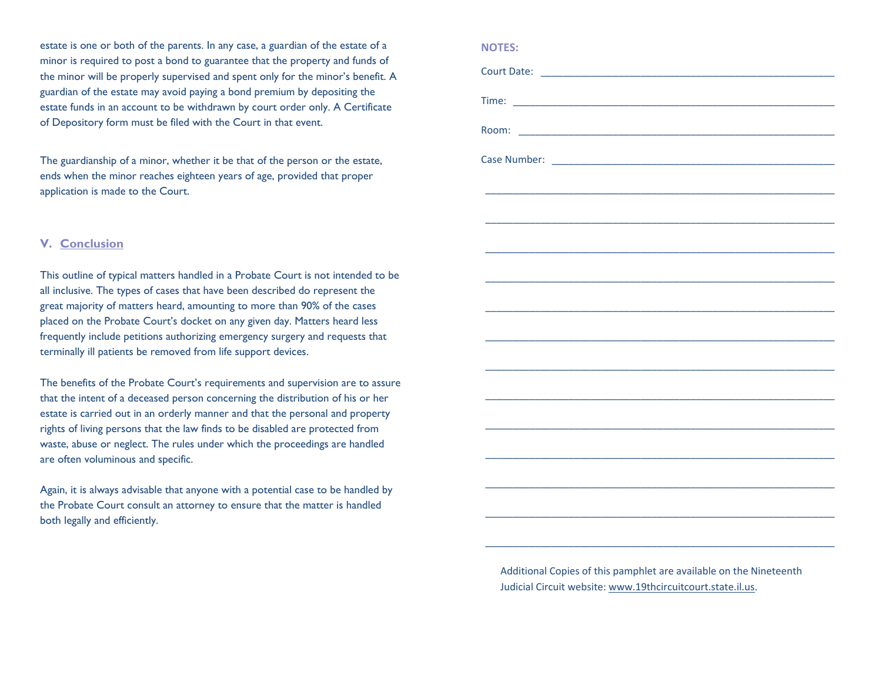estate is one or both of the parents. In any case, a guardian of the estate of a minor is required to post a bond to guarantee that the property and funds of the minor will be properly supervised and spent only for the minor's benefit. A guardian of the estate may avoid paying a bond premium by depositing the estate funds in an account to be withdrawn by court order only. A Certificate of Depository form must be filed with the Court in that event.

The guardianship of a minor, whether it be that of the person or the estate, ends when the minor reaches eighteen years of age, provided that proper application is made to the Court.

## V. Conclusion

This outline of typical matters handled in a Probate Court is not intended to be all inclusive. The types of cases that have been described do represent the great majority of matters heard, amounting to more than 90% of the cases placed on the Probate Court's docket on any given day. Matters heard less frequently include petitions authorizing emergency surgery and requests that terminally ill patients be removed from life support devices.

The benefits of the Probate Court's requirements and supervision are to assure that the intent of a deceased person concerning the distribution of his or her estate is carried out in an orderly manner and that the personal and property rights of living persons that the law finds to be disabled are protected from waste, abuse or neglect. The rules under which the proceedings are handled are often voluminous and specific.

Again, it is always advisable that anyone with a potential case to be handled by the Probate Court consult an attorney to ensure that the matter is handled both legally and efficiently.

**NOTES:**

Court Date: ______________________________

Time: ______________________________

Room: ______________________________

Case Number: ______________________________

______________________________________

______________________________________

______________________________________

______________________________________

______________________________________

______________________________________

______________________________________

______________________________________

______________________________________

______________________________________

______________________________________

______________________________________

______________________________________

Additional Copies of this pamphlet are available on the Nineteenth Judicial Circuit website: www.19thcircuitcourt.state.il.us.